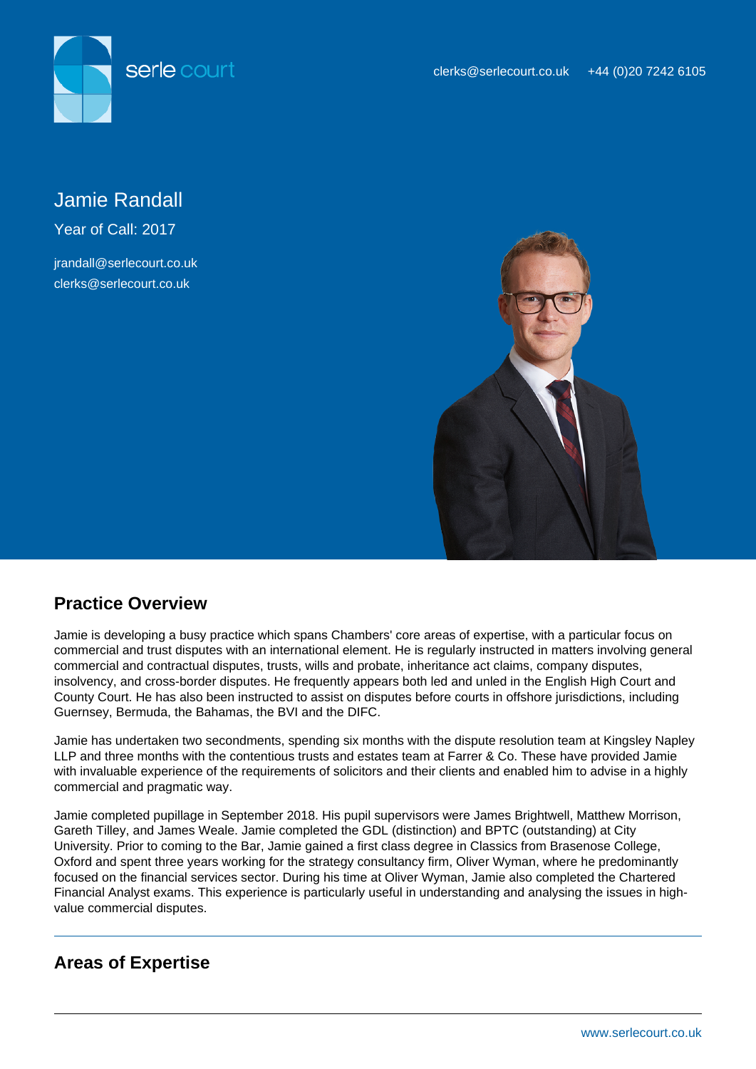serle court

clerks@serlecourt.co.uk +44 (0)20 7242 6105

# Jamie Randall

Year of Call: 2017

jrandall@serlecourt.co.uk
clerks@serlecourt.co.uk

## Practice Overview

Jamie is developing a busy practice which spans Chambers' core areas of expertise, with a particular focus on commercial and trust disputes with an international element. He is regularly instructed in matters involving general commercial and contractual disputes, trusts, wills and probate, inheritance act claims, company disputes, insolvency, and cross-border disputes. He frequently appears both led and unled in the English High Court and County Court. He has also been instructed to assist on disputes before courts in offshore jurisdictions, including Guernsey, Bermuda, the Bahamas, the BVI and the DIFC.

Jamie has undertaken two secondments, spending six months with the dispute resolution team at Kingsley Napley LLP and three months with the contentious trusts and estates team at Farrer & Co. These have provided Jamie with invaluable experience of the requirements of solicitors and their clients and enabled him to advise in a highly commercial and pragmatic way.

Jamie completed pupillage in September 2018. His pupil supervisors were James Brightwell, Matthew Morrison, Gareth Tilley, and James Weale. Jamie completed the GDL (distinction) and BPTC (outstanding) at City University. Prior to coming to the Bar, Jamie gained a first class degree in Classics from Brasenose College, Oxford and spent three years working for the strategy consultancy firm, Oliver Wyman, where he predominantly focused on the financial services sector. During his time at Oliver Wyman, Jamie also completed the Chartered Financial Analyst exams. This experience is particularly useful in understanding and analysing the issues in high-value commercial disputes.

## Areas of Expertise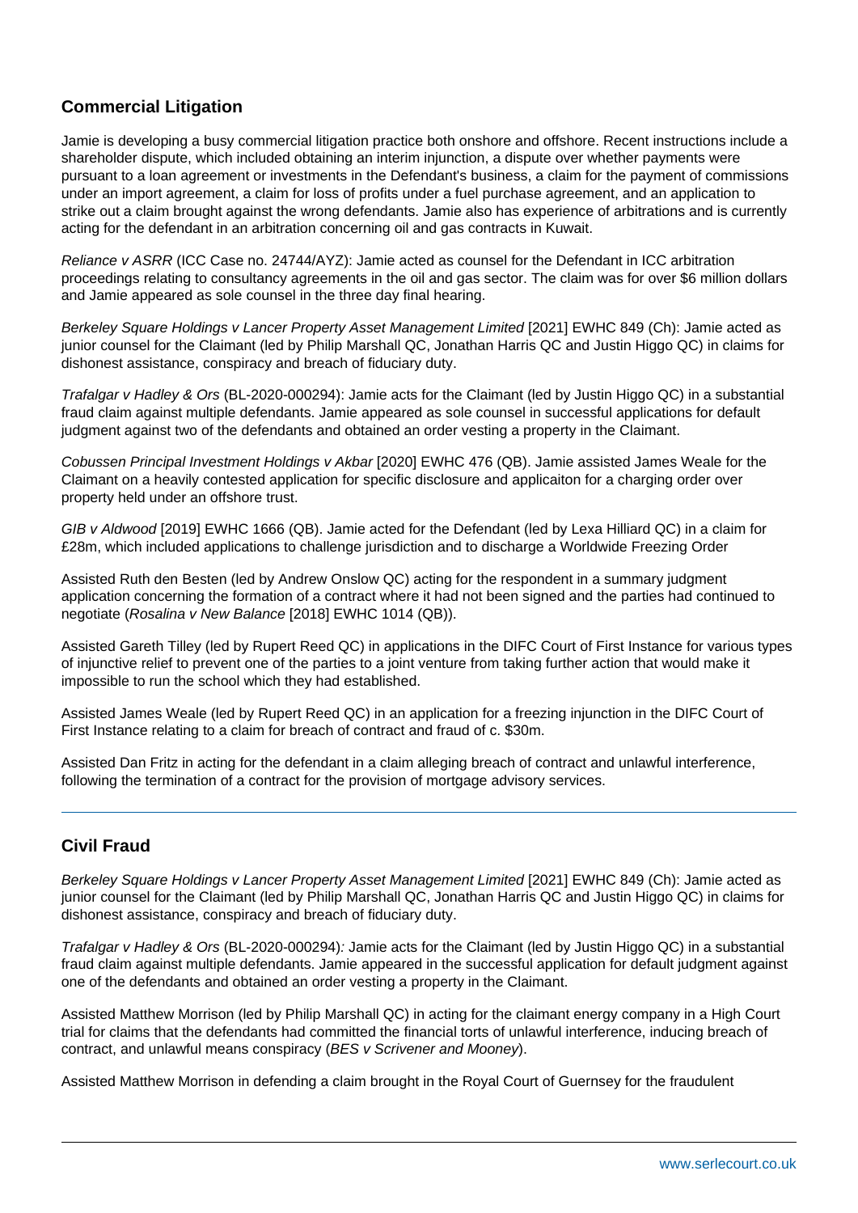## Commercial Litigation

Jamie is developing a busy commercial litigation practice both onshore and offshore. Recent instructions include a shareholder dispute, which included obtaining an interim injunction, a dispute over whether payments were pursuant to a loan agreement or investments in the Defendant's business, a claim for the payment of commissions under an import agreement, a claim for loss of profits under a fuel purchase agreement, and an application to strike out a claim brought against the wrong defendants. Jamie also has experience of arbitrations and is currently acting for the defendant in an arbitration concerning oil and gas contracts in Kuwait.

*Reliance v ASRR* (ICC Case no. 24744/AYZ): Jamie acted as counsel for the Defendant in ICC arbitration proceedings relating to consultancy agreements in the oil and gas sector. The claim was for over $6 million dollars and Jamie appeared as sole counsel in the three day final hearing.

*Berkeley Square Holdings v Lancer Property Asset Management Limited* [2021] EWHC 849 (Ch): Jamie acted as junior counsel for the Claimant (led by Philip Marshall QC, Jonathan Harris QC and Justin Higgo QC) in claims for dishonest assistance, conspiracy and breach of fiduciary duty.

*Trafalgar v Hadley & Ors* (BL-2020-000294): Jamie acts for the Claimant (led by Justin Higgo QC) in a substantial fraud claim against multiple defendants. Jamie appeared as sole counsel in successful applications for default judgment against two of the defendants and obtained an order vesting a property in the Claimant.

*Cobussen Principal Investment Holdings v Akbar* [2020] EWHC 476 (QB). Jamie assisted James Weale for the Claimant on a heavily contested application for specific disclosure and applicaiton for a charging order over property held under an offshore trust.

*GIB v Aldwood* [2019] EWHC 1666 (QB). Jamie acted for the Defendant (led by Lexa Hilliard QC) in a claim for £28m, which included applications to challenge jurisdiction and to discharge a Worldwide Freezing Order

Assisted Ruth den Besten (led by Andrew Onslow QC) acting for the respondent in a summary judgment application concerning the formation of a contract where it had not been signed and the parties had continued to negotiate (*Rosalina v New Balance* [2018] EWHC 1014 (QB)).

Assisted Gareth Tilley (led by Rupert Reed QC) in applications in the DIFC Court of First Instance for various types of injunctive relief to prevent one of the parties to a joint venture from taking further action that would make it impossible to run the school which they had established.

Assisted James Weale (led by Rupert Reed QC) in an application for a freezing injunction in the DIFC Court of First Instance relating to a claim for breach of contract and fraud of c. $30m.

Assisted Dan Fritz in acting for the defendant in a claim alleging breach of contract and unlawful interference, following the termination of a contract for the provision of mortgage advisory services.

## Civil Fraud

*Berkeley Square Holdings v Lancer Property Asset Management Limited* [2021] EWHC 849 (Ch): Jamie acted as junior counsel for the Claimant (led by Philip Marshall QC, Jonathan Harris QC and Justin Higgo QC) in claims for dishonest assistance, conspiracy and breach of fiduciary duty.

*Trafalgar v Hadley & Ors* (BL-2020-000294): Jamie acts for the Claimant (led by Justin Higgo QC) in a substantial fraud claim against multiple defendants. Jamie appeared in the successful application for default judgment against one of the defendants and obtained an order vesting a property in the Claimant.

Assisted Matthew Morrison (led by Philip Marshall QC) in acting for the claimant energy company in a High Court trial for claims that the defendants had committed the financial torts of unlawful interference, inducing breach of contract, and unlawful means conspiracy (*BES v Scrivener and Mooney*).

Assisted Matthew Morrison in defending a claim brought in the Royal Court of Guernsey for the fraudulent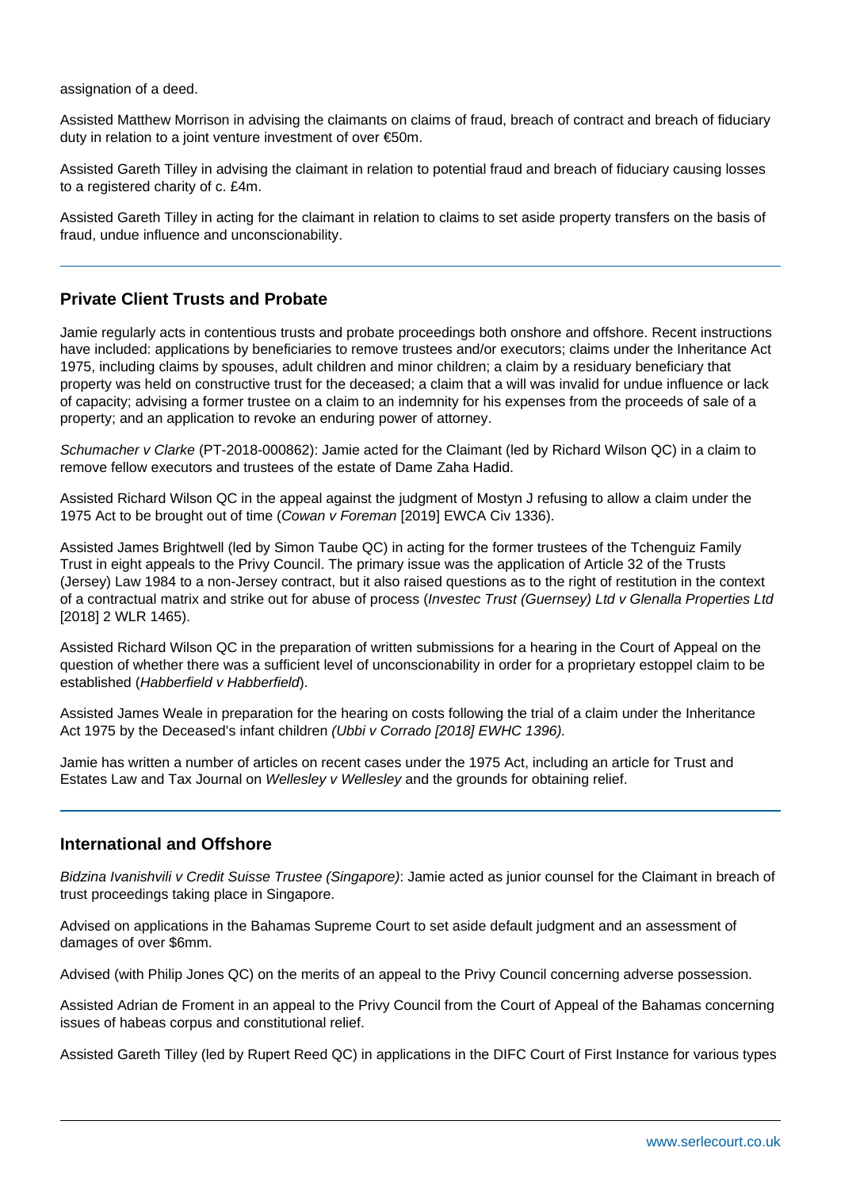assignation of a deed.

Assisted Matthew Morrison in advising the claimants on claims of fraud, breach of contract and breach of fiduciary duty in relation to a joint venture investment of over €50m.

Assisted Gareth Tilley in advising the claimant in relation to potential fraud and breach of fiduciary causing losses to a registered charity of c. £4m.

Assisted Gareth Tilley in acting for the claimant in relation to claims to set aside property transfers on the basis of fraud, undue influence and unconscionability.

## Private Client Trusts and Probate

Jamie regularly acts in contentious trusts and probate proceedings both onshore and offshore. Recent instructions have included: applications by beneficiaries to remove trustees and/or executors; claims under the Inheritance Act 1975, including claims by spouses, adult children and minor children; a claim by a residuary beneficiary that property was held on constructive trust for the deceased; a claim that a will was invalid for undue influence or lack of capacity; advising a former trustee on a claim to an indemnity for his expenses from the proceeds of sale of a property; and an application to revoke an enduring power of attorney.

*Schumacher v Clarke* (PT-2018-000862): Jamie acted for the Claimant (led by Richard Wilson QC) in a claim to remove fellow executors and trustees of the estate of Dame Zaha Hadid.

Assisted Richard Wilson QC in the appeal against the judgment of Mostyn J refusing to allow a claim under the 1975 Act to be brought out of time (*Cowan v Foreman* [2019] EWCA Civ 1336).

Assisted James Brightwell (led by Simon Taube QC) in acting for the former trustees of the Tchenguiz Family Trust in eight appeals to the Privy Council. The primary issue was the application of Article 32 of the Trusts (Jersey) Law 1984 to a non-Jersey contract, but it also raised questions as to the right of restitution in the context of a contractual matrix and strike out for abuse of process (*Investec Trust (Guernsey) Ltd v Glenalla Properties Ltd* [2018] 2 WLR 1465).

Assisted Richard Wilson QC in the preparation of written submissions for a hearing in the Court of Appeal on the question of whether there was a sufficient level of unconscionability in order for a proprietary estoppel claim to be established (*Habberfield v Habberfield*).

Assisted James Weale in preparation for the hearing on costs following the trial of a claim under the Inheritance Act 1975 by the Deceased's infant children *(Ubbi v Corrado [2018] EWHC 1396).*

Jamie has written a number of articles on recent cases under the 1975 Act, including an article for Trust and Estates Law and Tax Journal on *Wellesley v Wellesley* and the grounds for obtaining relief.

## International and Offshore

*Bidzina Ivanishvili v Credit Suisse Trustee (Singapore)*: Jamie acted as junior counsel for the Claimant in breach of trust proceedings taking place in Singapore.

Advised on applications in the Bahamas Supreme Court to set aside default judgment and an assessment of damages of over $6mm.

Advised (with Philip Jones QC) on the merits of an appeal to the Privy Council concerning adverse possession.

Assisted Adrian de Froment in an appeal to the Privy Council from the Court of Appeal of the Bahamas concerning issues of habeas corpus and constitutional relief.

Assisted Gareth Tilley (led by Rupert Reed QC) in applications in the DIFC Court of First Instance for various types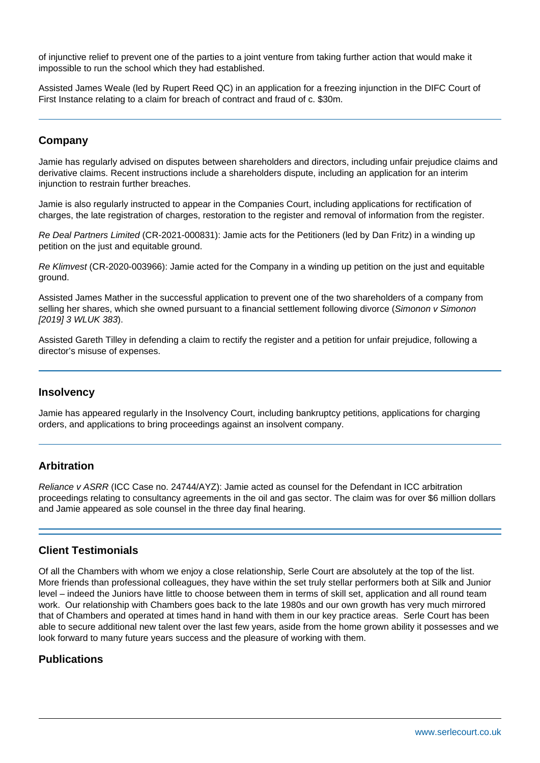of injunctive relief to prevent one of the parties to a joint venture from taking further action that would make it impossible to run the school which they had established.

Assisted James Weale (led by Rupert Reed QC) in an application for a freezing injunction in the DIFC Court of First Instance relating to a claim for breach of contract and fraud of c. $30m.

## Company

Jamie has regularly advised on disputes between shareholders and directors, including unfair prejudice claims and derivative claims. Recent instructions include a shareholders dispute, including an application for an interim injunction to restrain further breaches.

Jamie is also regularly instructed to appear in the Companies Court, including applications for rectification of charges, the late registration of charges, restoration to the register and removal of information from the register.

*Re Deal Partners Limited* (CR-2021-000831): Jamie acts for the Petitioners (led by Dan Fritz) in a winding up petition on the just and equitable ground.

*Re Klimvest* (CR-2020-003966): Jamie acted for the Company in a winding up petition on the just and equitable ground.

Assisted James Mather in the successful application to prevent one of the two shareholders of a company from selling her shares, which she owned pursuant to a financial settlement following divorce (*Simonon v Simonon [2019] 3 WLUK 383*).

Assisted Gareth Tilley in defending a claim to rectify the register and a petition for unfair prejudice, following a director's misuse of expenses.

## Insolvency

Jamie has appeared regularly in the Insolvency Court, including bankruptcy petitions, applications for charging orders, and applications to bring proceedings against an insolvent company.

## Arbitration

*Reliance v ASRR* (ICC Case no. 24744/AYZ): Jamie acted as counsel for the Defendant in ICC arbitration proceedings relating to consultancy agreements in the oil and gas sector. The claim was for over $6 million dollars and Jamie appeared as sole counsel in the three day final hearing.

## Client Testimonials

Of all the Chambers with whom we enjoy a close relationship, Serle Court are absolutely at the top of the list. More friends than professional colleagues, they have within the set truly stellar performers both at Silk and Junior level – indeed the Juniors have little to choose between them in terms of skill set, application and all round team work. Our relationship with Chambers goes back to the late 1980s and our own growth has very much mirrored that of Chambers and operated at times hand in hand with them in our key practice areas. Serle Court has been able to secure additional new talent over the last few years, aside from the home grown ability it possesses and we look forward to many future years success and the pleasure of working with them.

## Publications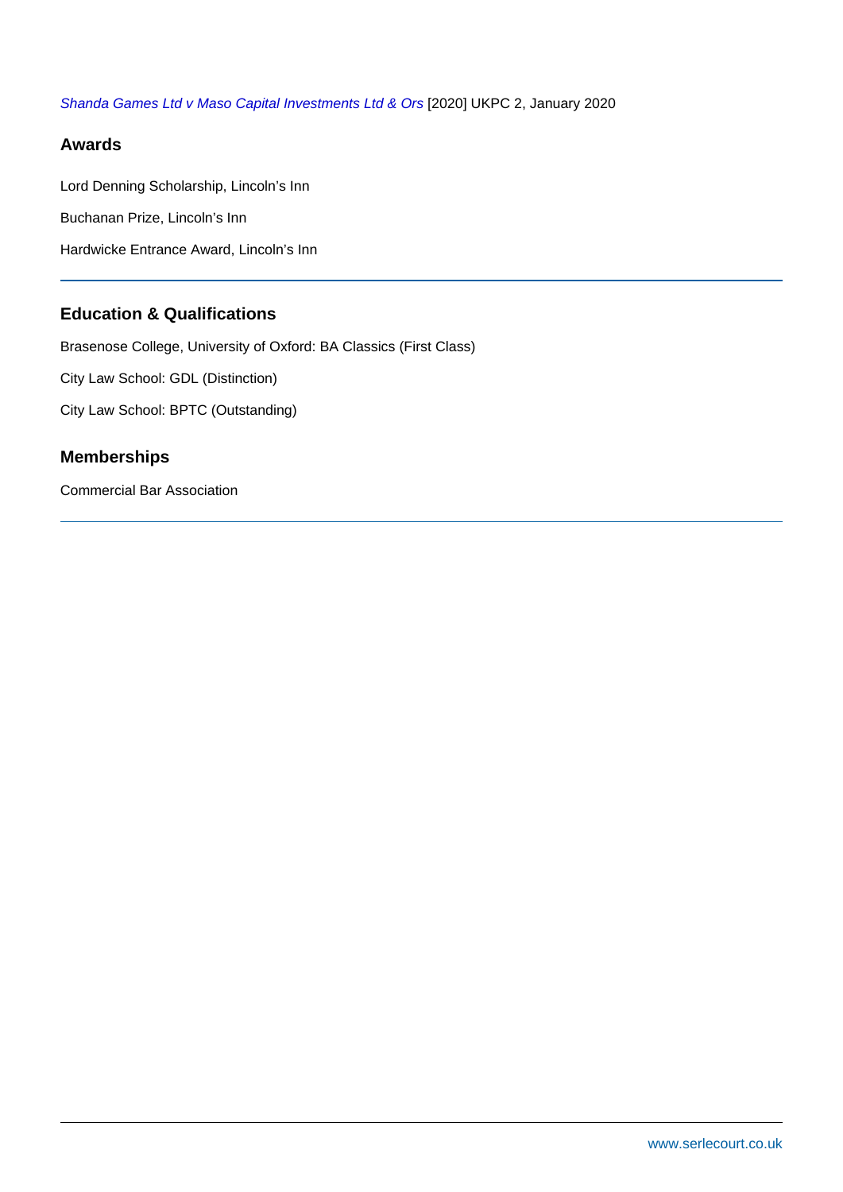*Shanda Games Ltd v Maso Capital Investments Ltd & Ors* [2020] UKPC 2, January 2020

## Awards

Lord Denning Scholarship, Lincoln's Inn

Buchanan Prize, Lincoln's Inn

Hardwicke Entrance Award, Lincoln's Inn

## Education & Qualifications

Brasenose College, University of Oxford: BA Classics (First Class)

City Law School: GDL (Distinction)

City Law School: BPTC (Outstanding)

## Memberships

Commercial Bar Association